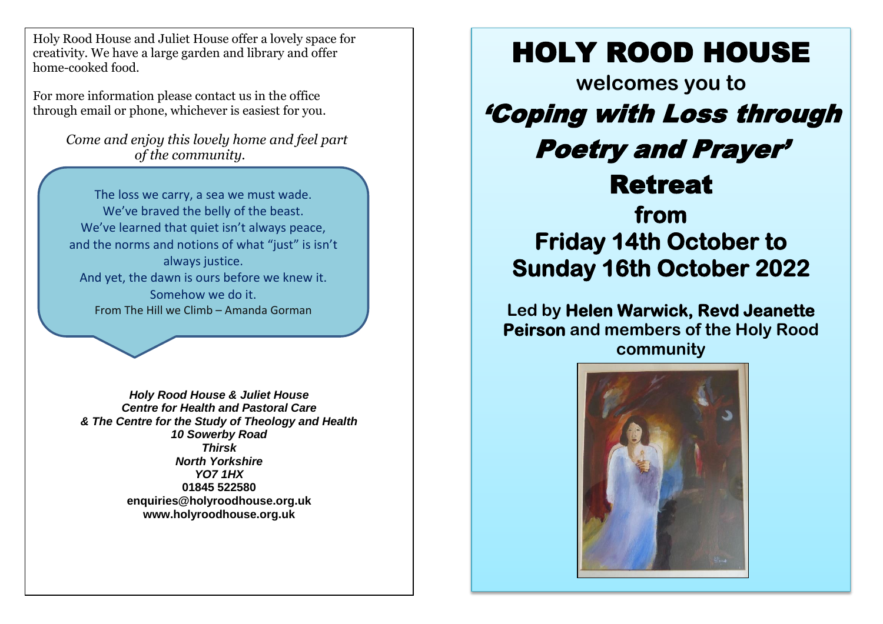Holy Rood House and Juliet House offer a lovely space for creativity. We have a large garden and library and offer home-cooked food.

For more information please contact us in the office through email or phone, whichever is easiest for you.

*Come and enjoy this lovely home and feel part of the community.*

> The loss we carry, a sea we must wade.
> We've braved the belly of the beast.
> We've learned that quiet isn't always peace,
> and the norms and notions of what "just" is isn't always justice.
> And yet, the dawn is ours before we knew it.
> Somehow we do it.
> From The Hill we Climb – Amanda Gorman

***Holy Rood House & Juliet House***
***Centre for Health and Pastoral Care***
***& The Centre for the Study of Theology and Health***
***10 Sowerby Road***
***Thirsk***
***North Yorkshire***
***YO7 1HX***
**01845 522580**
**enquiries@holyroodhouse.org.uk**
**www.holyroodhouse.org.uk**

# HOLY ROOD HOUSE

**welcomes you to**

## *'Coping with Loss through Poetry and Prayer'*

## Retreat

### from Friday 14th October to Sunday 16th October 2022

**Led by Helen Warwick, Revd Jeanette Peirson and members of the Holy Rood community**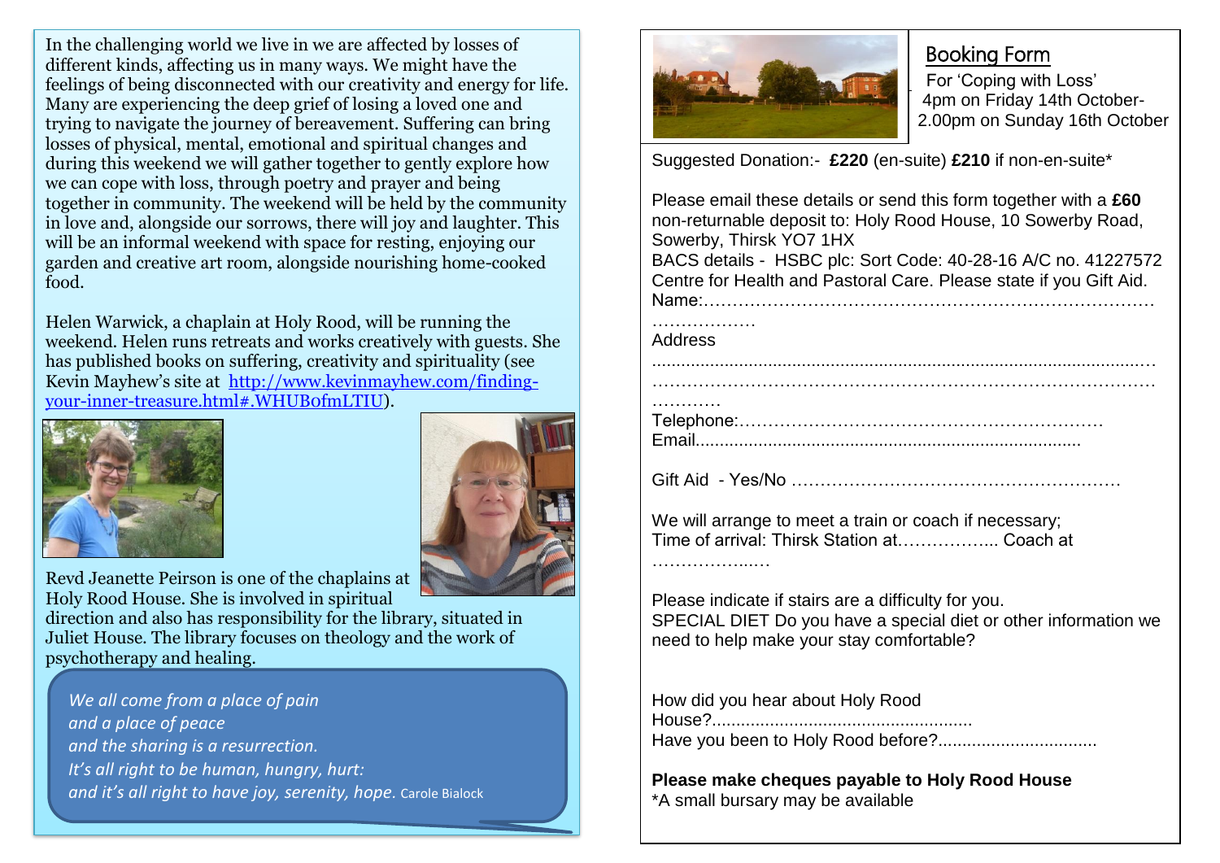In the challenging world we live in we are affected by losses of different kinds, affecting us in many ways. We might have the feelings of being disconnected with our creativity and energy for life. Many are experiencing the deep grief of losing a loved one and trying to navigate the journey of bereavement. Suffering can bring losses of physical, mental, emotional and spiritual changes and during this weekend we will gather together to gently explore how we can cope with loss, through poetry and prayer and being together in community. The weekend will be held by the community in love and, alongside our sorrows, there will joy and laughter. This will be an informal weekend with space for resting, enjoying our garden and creative art room, alongside nourishing home-cooked food.

Helen Warwick, a chaplain at Holy Rood, will be running the weekend. Helen runs retreats and works creatively with guests. She has published books on suffering, creativity and spirituality (see Kevin Mayhew's site at [http://www.kevinmayhew.com/finding-your-inner-treasure.html#.WHUB0fmLTIU](http://www.kevinmayhew.com/finding-your-inner-treasure.html#.WHUB0fmLTIU)).

Revd Jeanette Peirson is one of the chaplains at Holy Rood House. She is involved in spiritual direction and also has responsibility for the library, situated in Juliet House. The library focuses on theology and the work of psychotherapy and healing.

*We all come from a place of pain*
*and a place of peace*
*and the sharing is a resurrection.*
*It's all right to be human, hungry, hurt:*
*and it's all right to have joy, serenity, hope.* Carole Bialock

## Booking Form

For 'Coping with Loss'
4pm on Friday 14th October-
2.00pm on Sunday 16th October

Suggested Donation:- **£220** (en-suite) **£210** if non-en-suite*

Please email these details or send this form together with a **£60** non-returnable deposit to: Holy Rood House, 10 Sowerby Road, Sowerby, Thirsk YO7 1HX
BACS details - HSBC plc: Sort Code: 40-28-16 A/C no. 41227572 Centre for Health and Pastoral Care. Please state if you Gift Aid.

Name:……………………………………………………………………………………

Address ……………………………………………………………………………………………………………………………………………………………………………………………

Telephone:………………………………………………………

Email...............................................................................

Gift Aid - Yes/No ………………………………………………

We will arrange to meet a train or coach if necessary;
Time of arrival: Thirsk Station at…………….... Coach at ……………...…

Please indicate if stairs are a difficulty for you.
SPECIAL DIET Do you have a special diet or other information we need to help make your stay comfortable?

How did you hear about Holy Rood House?.....................................................

Have you been to Holy Rood before?.................................

**Please make cheques payable to Holy Rood House**
*A small bursary may be available